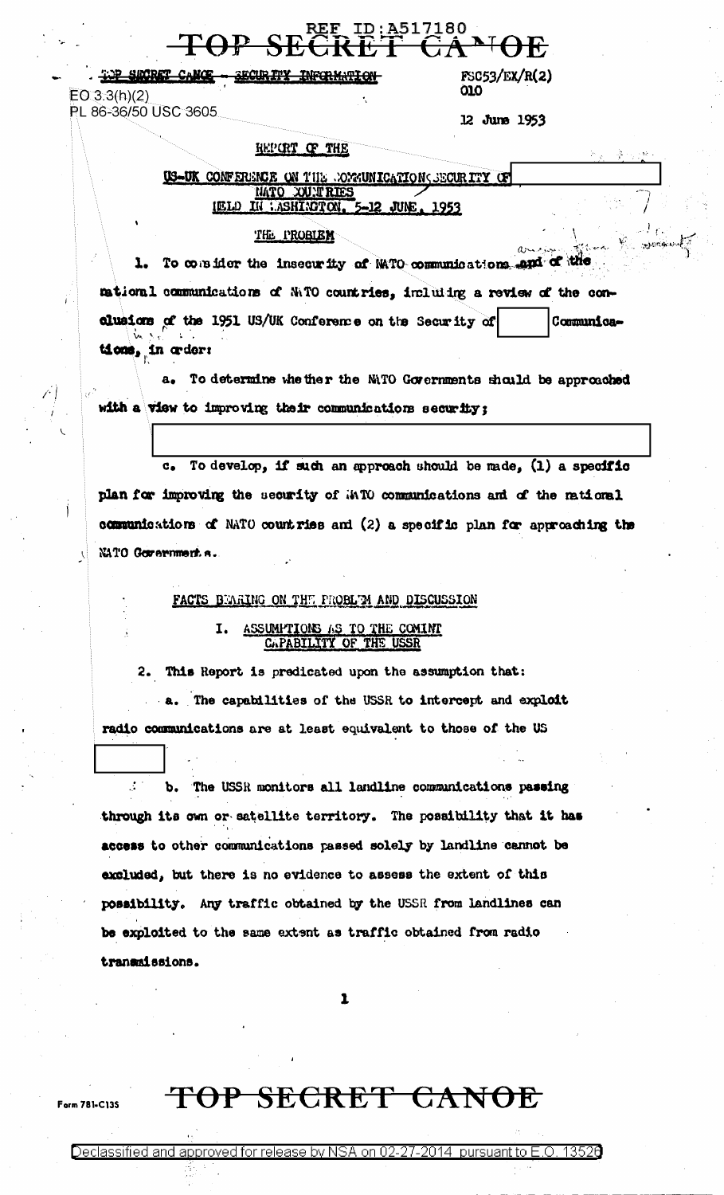REF ID:A517180

TOP SECRET CANOE

~~TOP SECRET CANOE - SECURITY INFORMATION~~

EO 3.3(h)(2)
PL 86-36/50 USC 3605

FSC53/EX/R(2)
010

12 June 1953

REPORT OF THE

US-UK CONFERENCE ON THE COMMUNICATIONS SECURITY OF [ ]
NATO COUNTRIES
HELD IN WASHINGTON, 5-12 JUNE, 1953

THE PROBLEM

1. To consider the insecurity of NATO communications and of the national communications of NATO countries, including a review of the conclusions of the 1951 US/UK Conference on the Security of [ ] Communications, in order:

a. To determine whether the NATO Governments should be approached with a view to improving their communications security;

[ ]

c. To develop, if such an approach should be made, (1) a specific plan for improving the security of NATO communications and of the national communications of NATO countries and (2) a specific plan for approaching the NATO Governments.

FACTS BEARING ON THE PROBLEM AND DISCUSSION

I. ASSUMPTIONS AS TO THE COMINT CAPABILITY OF THE USSR

2. This Report is predicated upon the assumption that:

a. The capabilities of the USSR to intercept and exploit radio communications are at least equivalent to those of the US [ ]

b. The USSR monitors all landline communications passing through its own or satellite territory. The possibility that it has access to other communications passed solely by landline cannot be excluded, but there is no evidence to assess the extent of this possibility. Any traffic obtained by the USSR from landlines can be exploited to the same extent as traffic obtained from radio transmissions.

TOP SECRET CANOE

Form 781-C13S

Declassified and approved for release by NSA on 02-27-2014 pursuant to E.O. 13526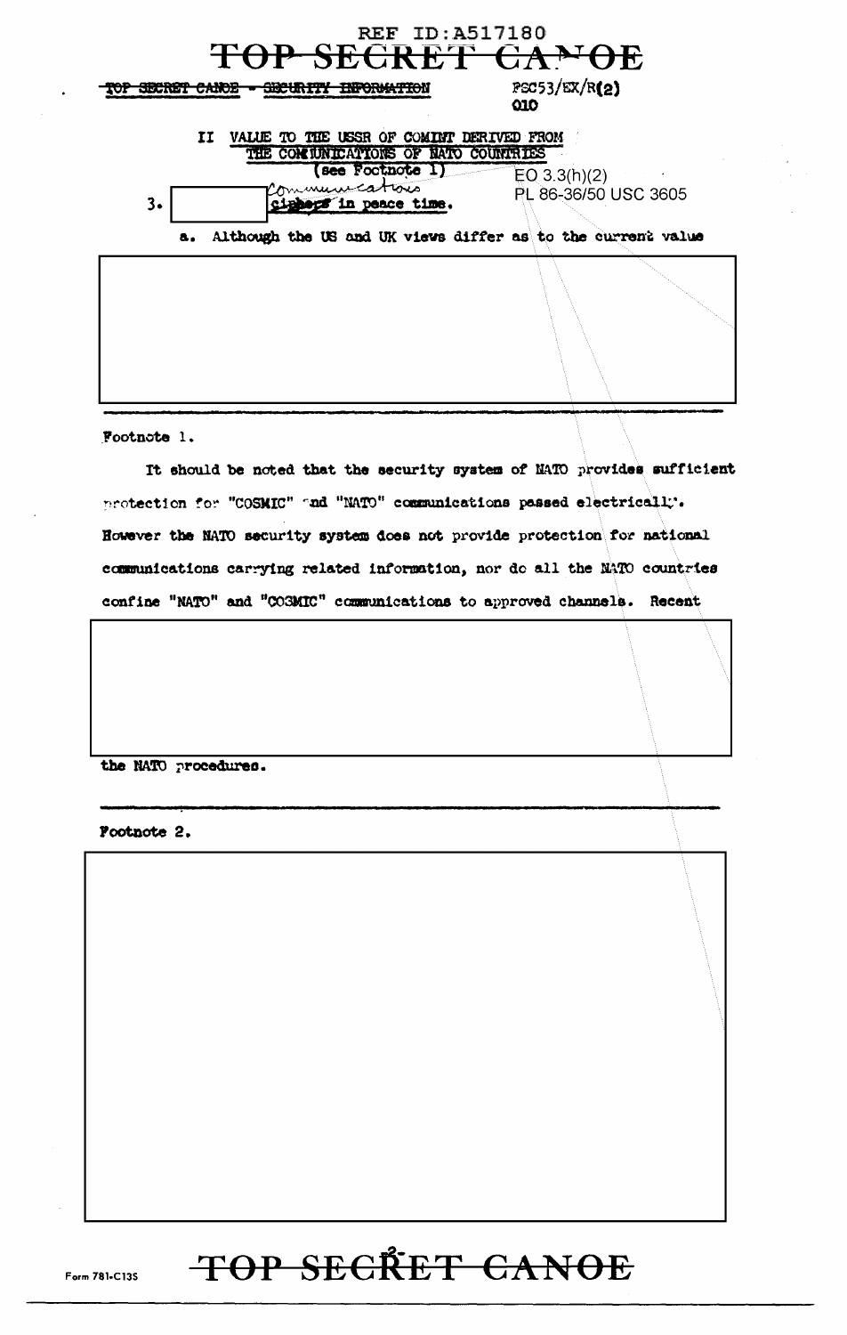REF ID:A517180

TOP SECRET CANOE

TOP SECRET CANOE - SECURITY INFORMATION

PSC53/EX/R(2)
010

## II VALUE TO THE USSR OF COMINT DERIVED FROM THE COMMUNICATIONS OF NATO COUNTRIES

(see Footnote 1)

EO 3.3(h)(2)
PL 86-36/50 USC 3605

3. [REDACTED] communications ~~ciphers~~ in peace time.

a. Although the US and UK views differ as to the current value

[REDACTED]

---

Footnote 1.

It should be noted that the security system of NATO provides sufficient protection for "COSMIC" and "NATO" communications passed electrically. However the NATO security system does not provide protection for national communications carrying related information, nor do all the NATO countries confine "NATO" and "COSMIC" communications to approved channels. Recent

[REDACTED]

the NATO procedures.

---

Footnote 2.

[REDACTED]

Form 781-C13S

TOP SECRET CANOE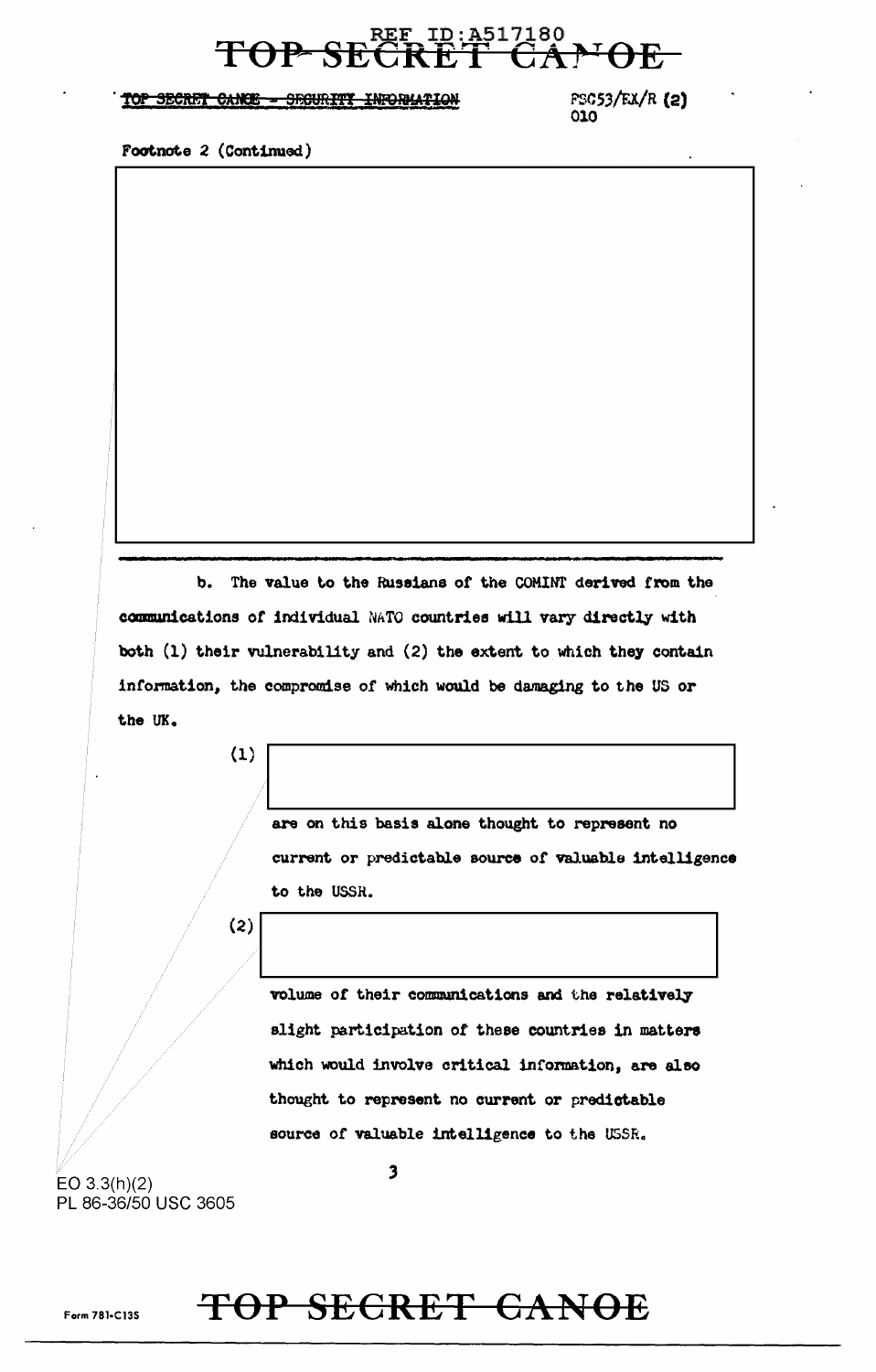TOP SECRET CANOE - SECURITY INFORMATION

FSC53/EX/R (2)
010

Footnote 2 (Continued)

b. The value to the Russians of the COMINT derived from the communications of individual NATO countries will vary directly with both (1) their vulnerability and (2) the extent to which they contain information, the compromise of which would be damaging to the US or the UK.

(1) are on this basis alone thought to represent no current or predictable source of valuable intelligence to the USSR.

(2) volume of their communications and the relatively slight participation of these countries in matters which would involve critical information, are also thought to represent no current or predictable source of valuable intelligence to the USSR.

EO 3.3(h)(2)
PL 86-36/50 USC 3605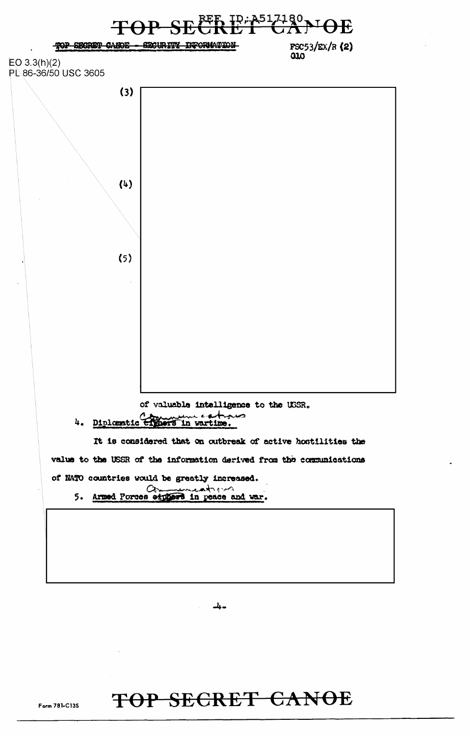TOP SECRET CANOE - SECURITY INFORMATION

FSC53/EX/R (2)
010

EO 3.3(h)(2)
PL 86-36/50 USC 3605

(3)

(4)

(5)

of valuable intelligence to the USSR.

4. Diplomatic ~~ciphers~~ Communications in wartime.

It is considered that on outbreak of active hostilities the value to the USSR of the information derived from the communications of NATO countries would be greatly increased.

5. Armed Forces ~~ciphers~~ Communications in peace and war.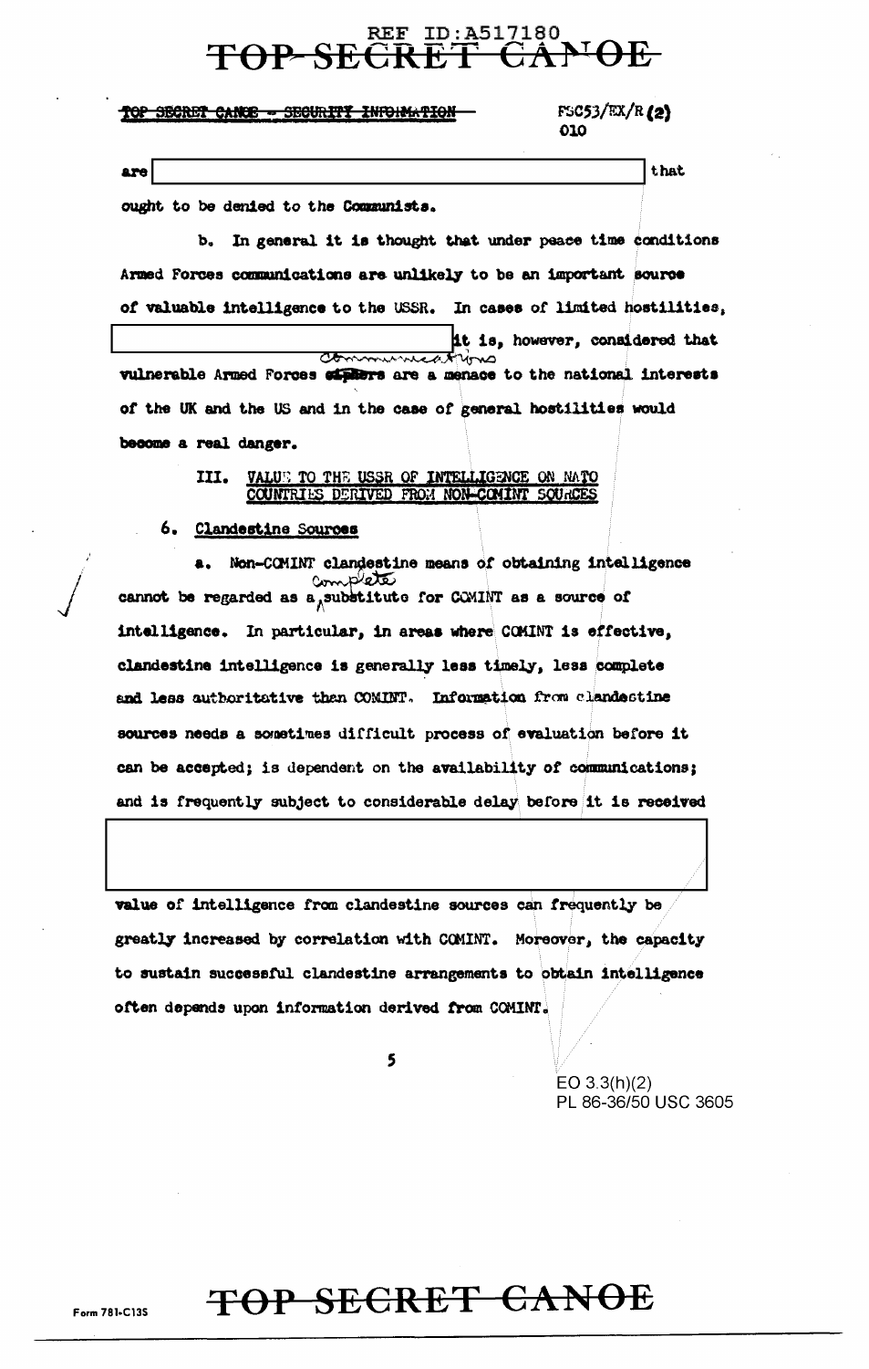TOP SECRET CANOE - SECURITY INFORMATION

FSC53/EX/R (2)
010

are [redacted] that ought to be denied to the Communists.

b. In general it is thought that under peace time conditions Armed Forces communications are unlikely to be an important source of valuable intelligence to the USSR. In cases of limited hostilities, [redacted] it is, however, considered that vulnerable Armed Forces ~~ciphers~~ communications are a menace to the national interests of the UK and the US and in the case of general hostilities would become a real danger.

## III. VALUE TO THE USSR OF INTELLIGENCE ON NATO COUNTRIES DERIVED FROM NON-COMINT SOURCES

### 6. Clandestine Sources

a. Non-COMINT clandestine means of obtaining intelligence cannot be regarded as a complete substitute for COMINT as a source of intelligence. In particular, in areas where COMINT is effective, clandestine intelligence is generally less timely, less complete and less authoritative than COMINT. Information from clandestine sources needs a sometimes difficult process of evaluation before it can be accepted; is dependent on the availability of communications; and is frequently subject to considerable delay before it is received

[redacted]

value of intelligence from clandestine sources can frequently be greatly increased by correlation with COMINT. Moreover, the capacity to sustain successful clandestine arrangements to obtain intelligence often depends upon information derived from COMINT.

EO 3.3(h)(2)
PL 86-36/50 USC 3605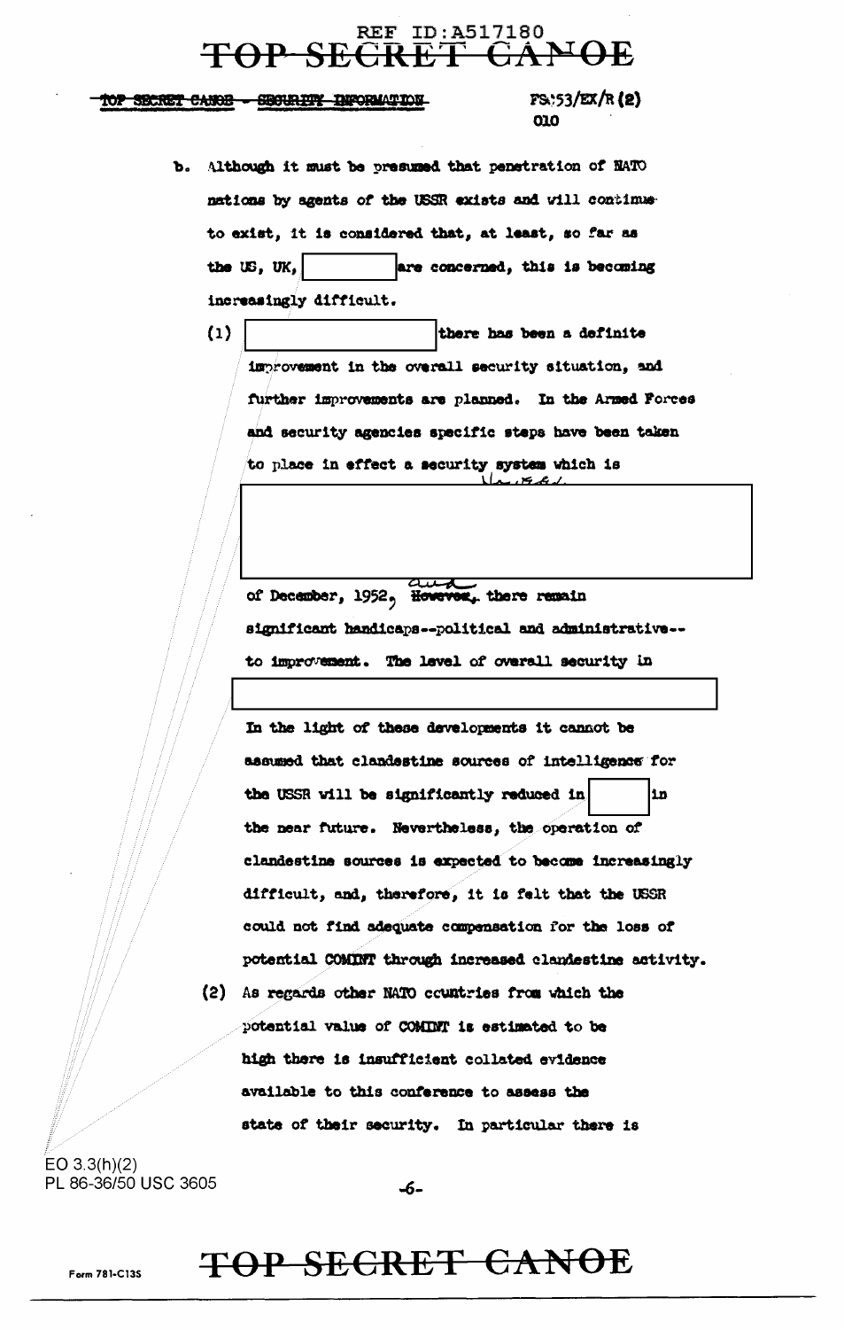TOP SECRET CANOE - SECURITY INFORMATION

FS:53/EX/R (2)
010

b. Although it must be presumed that penetration of NATO nations by agents of the USSR exists and will continue to exist, it is considered that, at least, so far as the US, UK, [redacted] are concerned, this is becoming increasingly difficult.

(1) [redacted] there has been a definite improvement in the overall security situation, and further improvements are planned. In the Armed Forces and security agencies specific steps have been taken to place in effect a security system which is [redacted] of December, 1952, and ~~However,~~ there remain significant handicaps--political and administrative--to improvement. The level of overall security in [redacted]

In the light of these developments it cannot be assumed that clandestine sources of intelligence for the USSR will be significantly reduced in [redacted] in the near future. Nevertheless, the operation of clandestine sources is expected to become increasingly difficult, and, therefore, it is felt that the USSR could not find adequate compensation for the loss of potential COMINT through increased clandestine activity.

(2) As regards other NATO countries from which the potential value of COMINT is estimated to be high there is insufficient collated evidence available to this conference to assess the state of their security. In particular there is

EO 3.3(h)(2)
PL 86-36/50 USC 3605

Form 781-C13S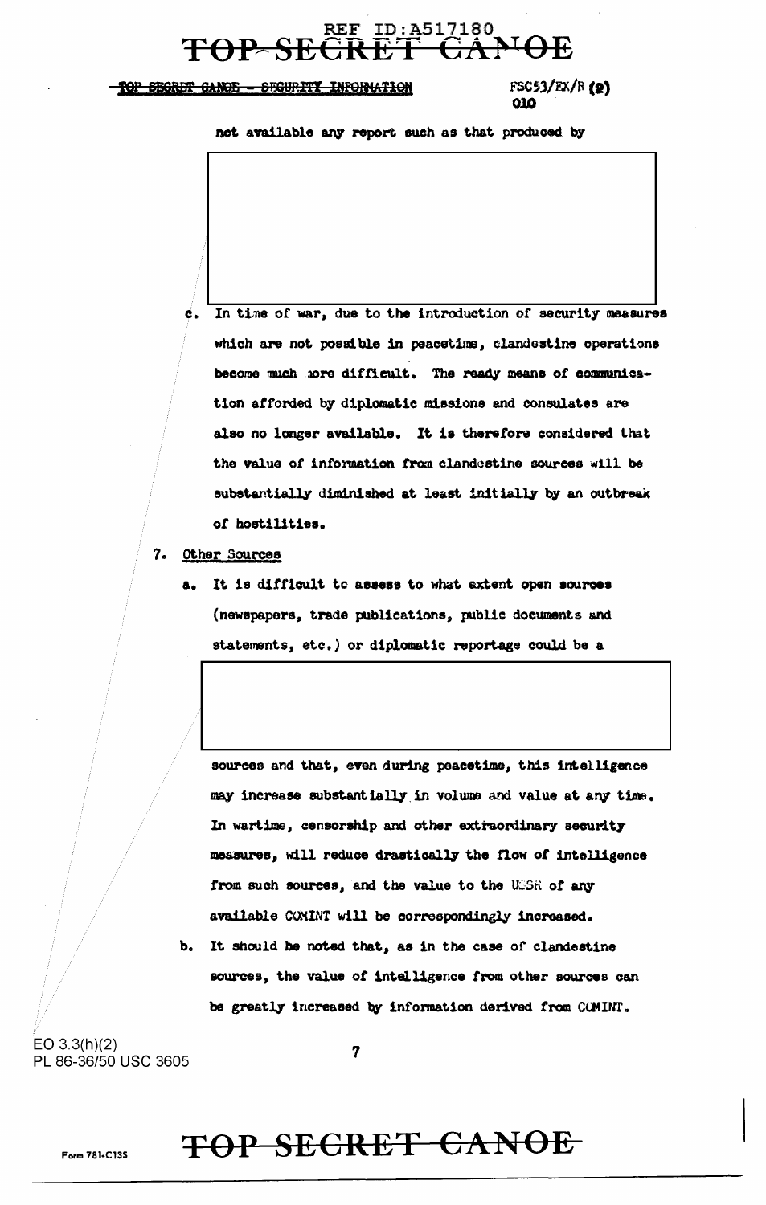not available any report such as that produced by

c. In time of war, due to the introduction of security measures which are not possible in peacetime, clandestine operations become much more difficult. The ready means of communication afforded by diplomatic missions and consulates are also no longer available. It is therefore considered that the value of information from clandestine sources will be substantially diminished at least initially by an outbreak of hostilities.

7. Other Sources

a. It is difficult to assess to what extent open sources (newspapers, trade publications, public documents and statements, etc.) or diplomatic reportage could be a

sources and that, even during peacetime, this intelligence may increase substantially in volume and value at any time. In wartime, censorship and other extraordinary security measures, will reduce drastically the flow of intelligence from such sources, and the value to the USSR of any available COMINT will be correspondingly increased.

b. It should be noted that, as in the case of clandestine sources, the value of intelligence from other sources can be greatly increased by information derived from COMINT.

EO 3.3(h)(2)
PL 86-36/50 USC 3605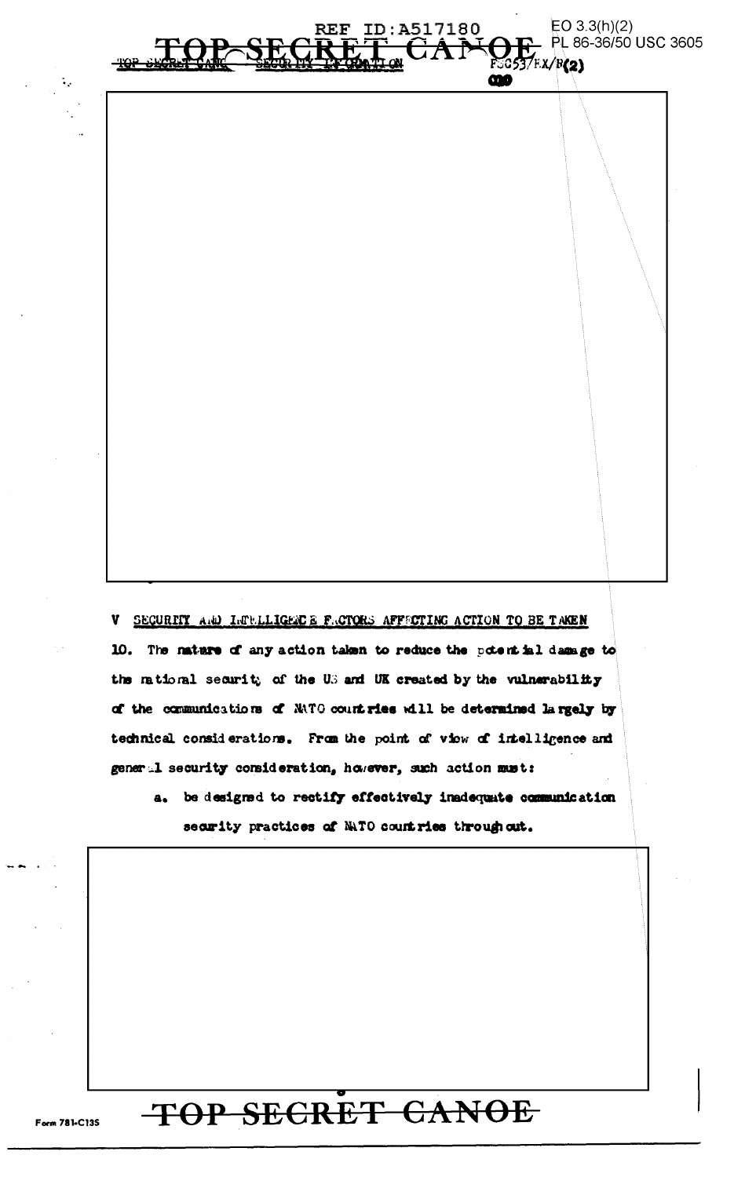## V SECURITY AND INTELLIGENCE FACTORS AFFECTING ACTION TO BE TAKEN

10. The nature of any action taken to reduce the potential damage to the national security of the US and UK created by the vulnerability of the communications of NATO countries will be determined largely by technical considerations. From the point of view of intelligence and general security consideration, however, such action must:

a. be designed to rectify effectively inadequate communication security practices of NATO countries throughout.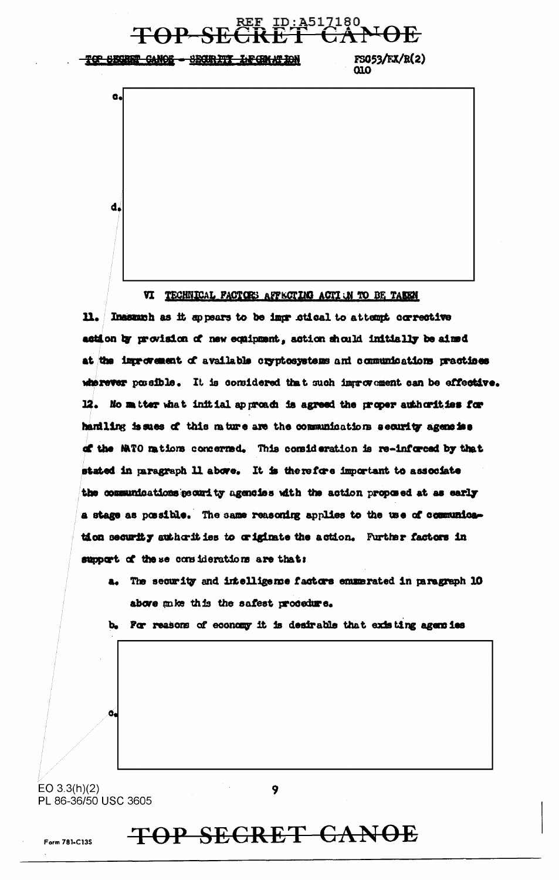TOP SECRET CANOE - SECURITY INFORMATION

FSO53/EX/R(2)
010

c.

d.

## VI TECHNICAL FACTORS AFFECTING ACTION TO BE TAKEN

11. Inasmuch as it appears to be impractical to attempt corrective action by provision of new equipment, action should initially be aimed at the improvement of available cryptosystems and communications practises wherever possible. It is considered that such improvement can be effective.

12. No matter what initial approach is agreed the proper authorities for handling issues of this nature are the communications security agencies of the NATO nations concerned. This consideration is re-inforced by that stated in paragraph 11 above. It is therefore important to associate the communications security agencies with the action proposed at as early a stage as possible. The same reasoning applies to the use of communication security authorities to originate the action. Further factors in support of these considerations are that:

a. The security and intelligence factors enumerated in paragraph 10 above make this the safest procedure.

b. For reasons of economy it is desirable that existing agencies

c.

EO 3.3(h)(2)
PL 86-36/50 USC 3605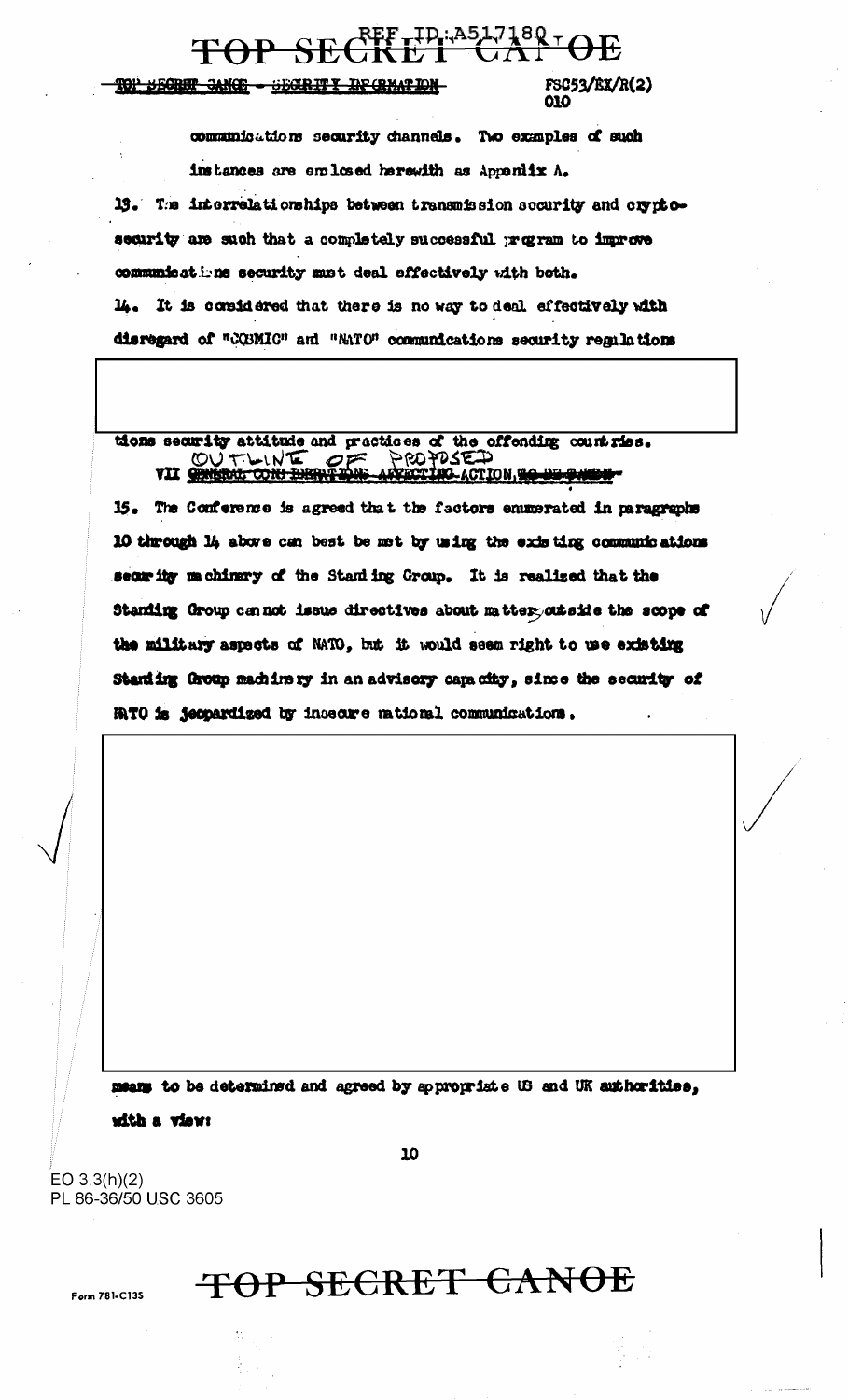communications security channels. Two examples of such instances are enclosed herewith as Appendix A.

13. The interrelationships between transmission security and crypto-security are such that a completely successful program to improve communications security must deal effectively with both.

14. It is considered that there is no way to deal effectively with disregard of "COSMIC" and "NATO" communications security regulations

tions security attitude and practices of the offending countries.

## VII OUTLINE OF PROPOSED ~~GENERAL CONSIDERATIONS AFFECTING ACTION TO BE TAKEN~~

15. The Conference is agreed that the factors enumerated in paragraphs 10 through 14 above can best be met by using the existing communications security machinery of the Standing Group. It is realized that the Standing Group cannot issue directives about matters outside the scope of the military aspects of NATO, but it would seem right to use existing Standing Group machinery in an advisory capacity, since the security of NATO is jeopardized by insecure national communications.

means to be determined and agreed by appropriate US and UK authorities, with a view:

EO 3.3(h)(2)
PL 86-36/50 USC 3605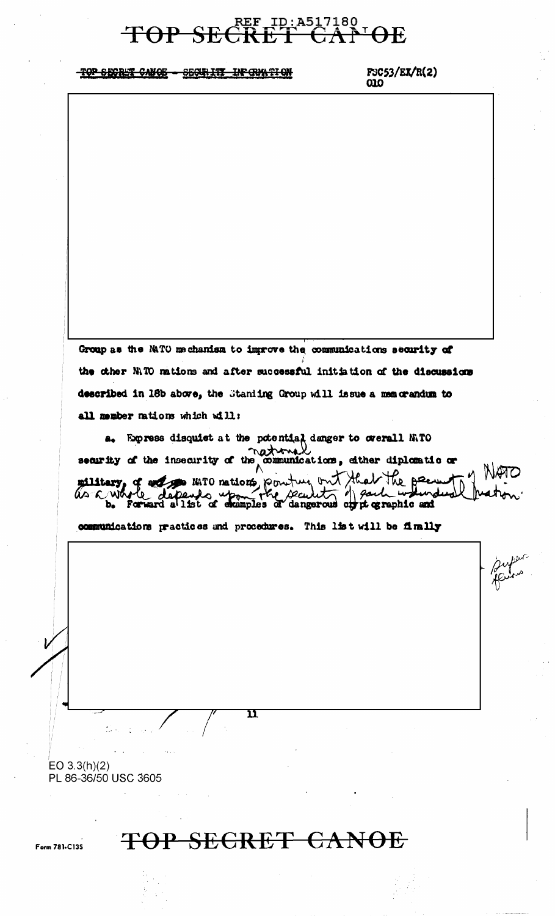TOP SECRET CANOE - SECURITY INFORMATION

FSC53/EX/R(2)
010

Group as the NATO mechanism to improve the communications security of the other NATO nations and after successful initiation of the discussions described in 18b above, the Standing Group will issue a memorandum to all member nations which will:

a. Express disquiet at the potential danger to overall NATO security of the insecurity of the national communications, either diplomatic or military, of any one NATO nations, pointing out that the security of NATO as a whole depends upon the security of each individual nation.

b. Forward a list of examples of dangerous cryptographic and communications practices and procedures. This list will be finally

EO 3.3(h)(2)
PL 86-36/50 USC 3605

Form 781-C13S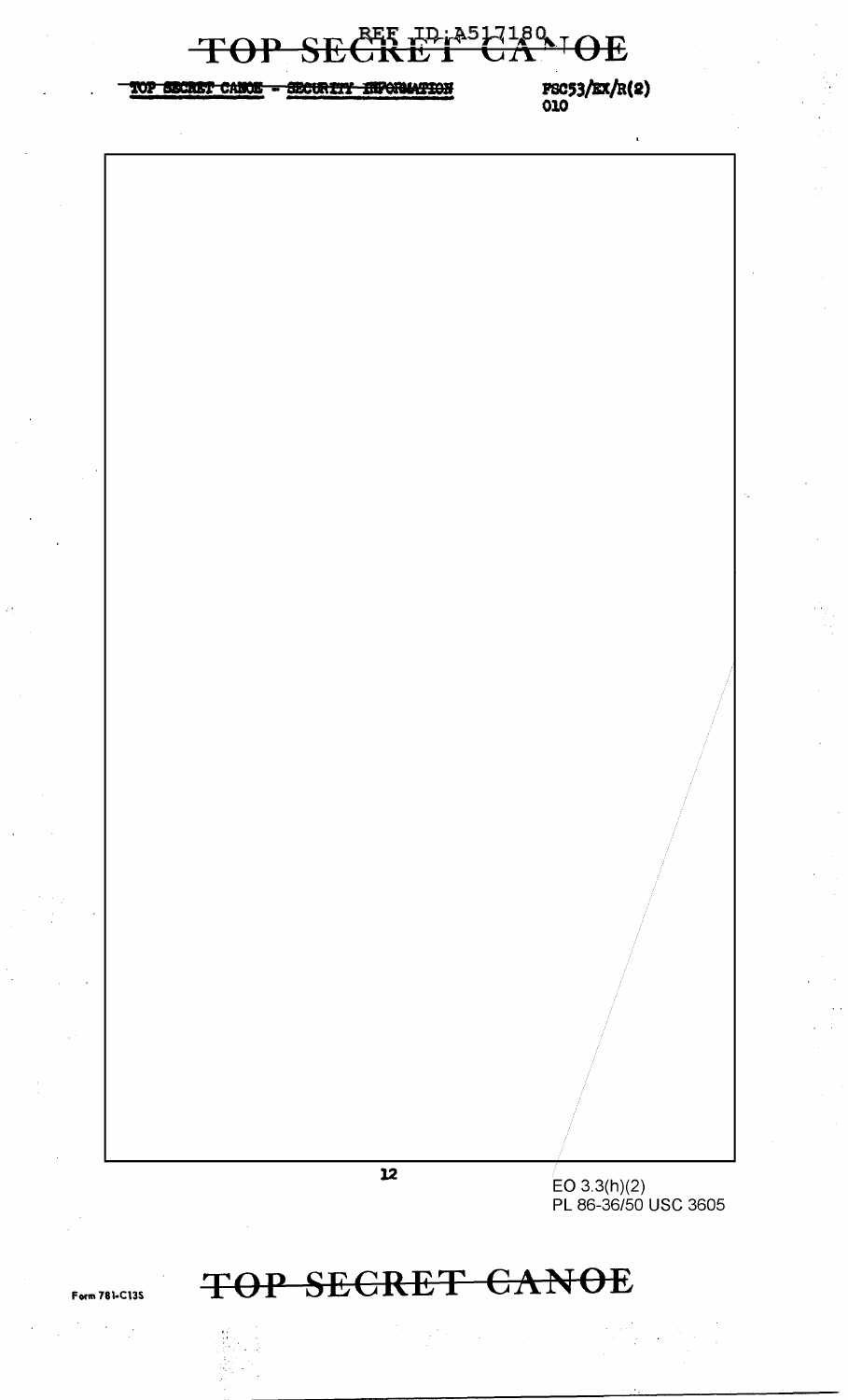FSC53/EX/R(2)
010

EO 3.3(h)(2)
PL 86-36/50 USC 3605

Form 781-C13S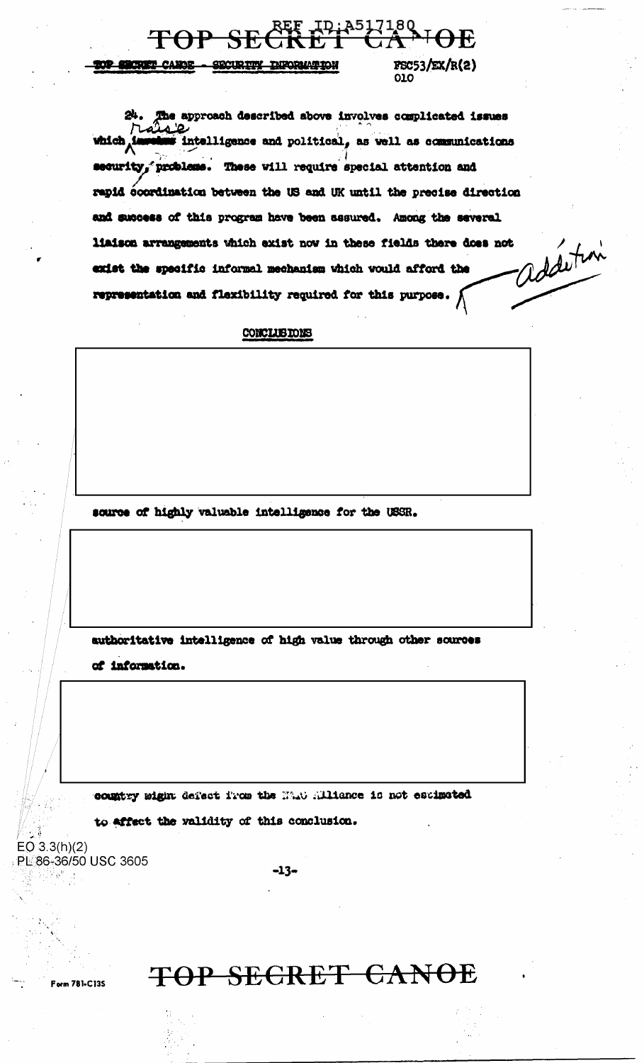TOP SECRET CANOE - SECURITY INFORMATION

FSC53/EX/R(2)
010

24. The approach described above involves complicated issues which raise intelligence and political, as well as communications security, problems. These will require special attention and rapid coordination between the US and UK until the precise direction and success of this program have been assured. Among the several liaison arrangements which exist now in these fields there does not exist the specific informal mechanism which would afford the representation and flexibility required for this purpose. addition

## CONCLUSIONS

source of highly valuable intelligence for the USSR.

authoritative intelligence of high value through other sources of information.

country might defect from the NATO Alliance is not estimated to affect the validity of this conclusion.

EO 3.3(h)(2)
PL 86-36/50 USC 3605

Form 781-C13S

TOP SECRET CANOE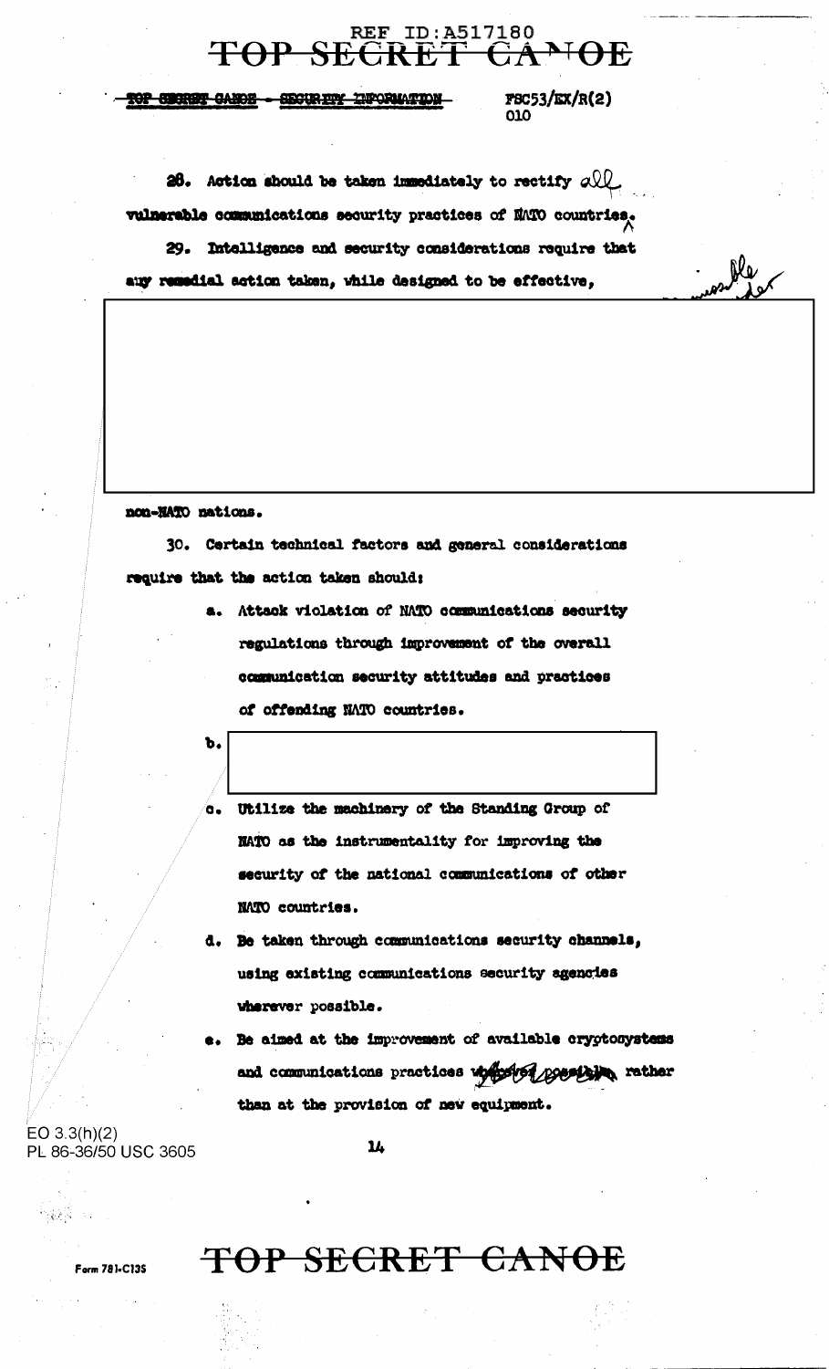TOP SECRET CANOE - SECURITY INFORMATION

FSC53/EX/R(2)
010

28. Action should be taken immediately to rectify all vulnerable communications security practices of NATO countries.

29. Intelligence and security considerations require that any remedial action taken, while designed to be effective,

non-NATO nations.

30. Certain technical factors and general considerations require that the action taken should:

a. Attack violation of NATO communications security regulations through improvement of the overall communication security attitudes and practices of offending NATO countries.

b.

c. Utilize the machinery of the Standing Group of NATO as the instrumentality for improving the security of the national communications of other NATO countries.

d. Be taken through communications security channels, using existing communications security agencies wherever possible.

e. Be aimed at the improvement of available cryptosystems and communications practices wherever possible, rather than at the provision of new equipment.

EO 3.3(h)(2)
PL 86-36/50 USC 3605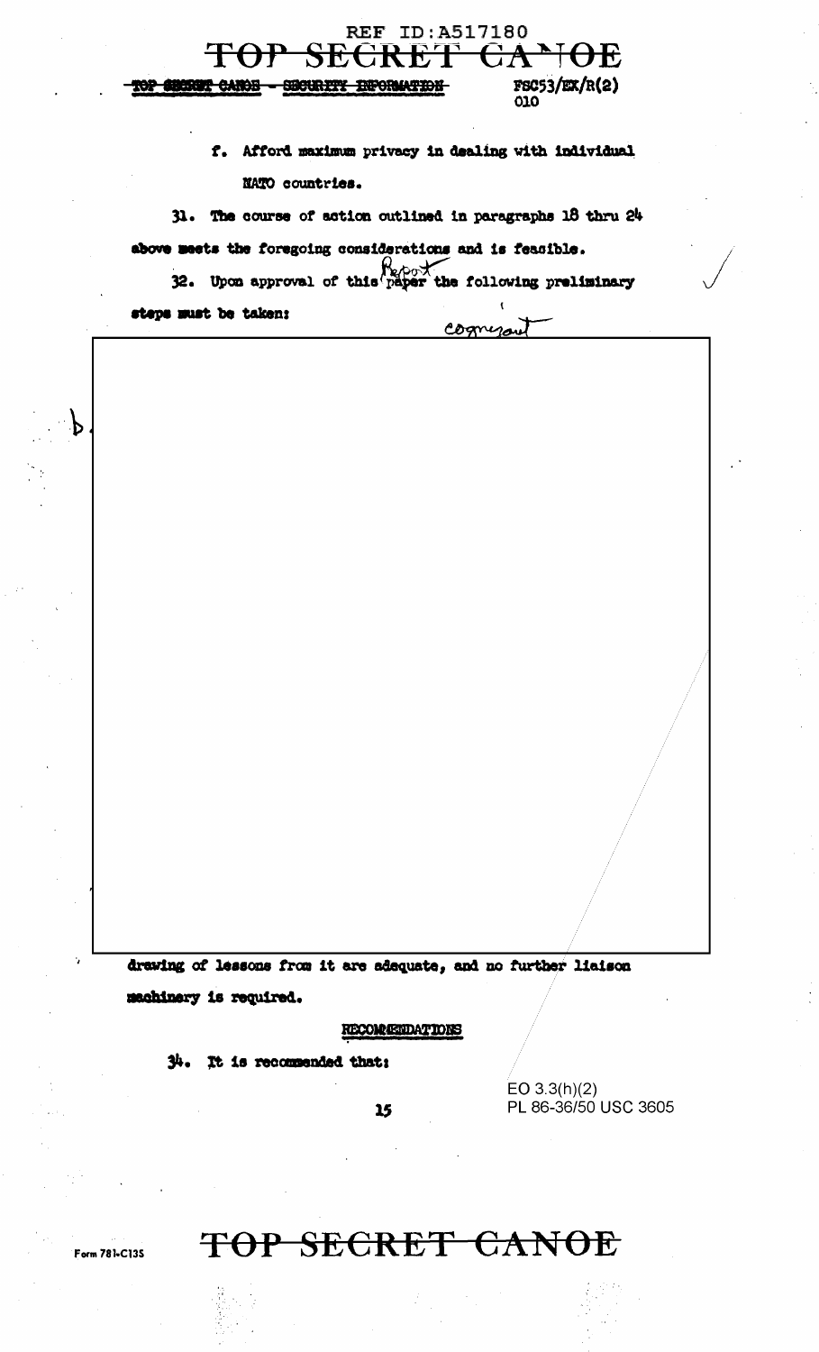f. Afford maximum privacy in dealing with individual NATO countries.

31. The course of action outlined in paragraphs 18 thru 24 above meets the foregoing considerations and is feasible.

32. Upon approval of this ~~paper~~ Report the following preliminary steps must be taken:

drawing of lessons from it are adequate, and no further liaison machinery is required.

**RECOMMENDATIONS**

34. It is recommended that:

EO 3.3(h)(2)
PL 86-36/50 USC 3605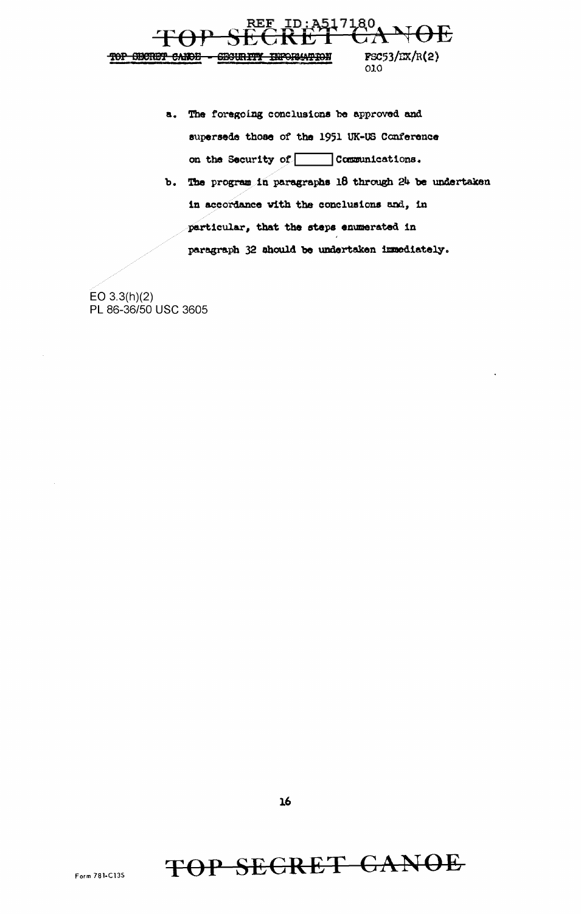a. The foregoing conclusions be approved and supersede those of the 1951 UK-US Conference on the Security of [ ] Communications.

b. The program in paragraphs 18 through 24 be undertaken in accordance with the conclusions and, in particular, that the steps enumerated in paragraph 32 should be undertaken immediately.

EO 3.3(h)(2)
PL 86-36/50 USC 3605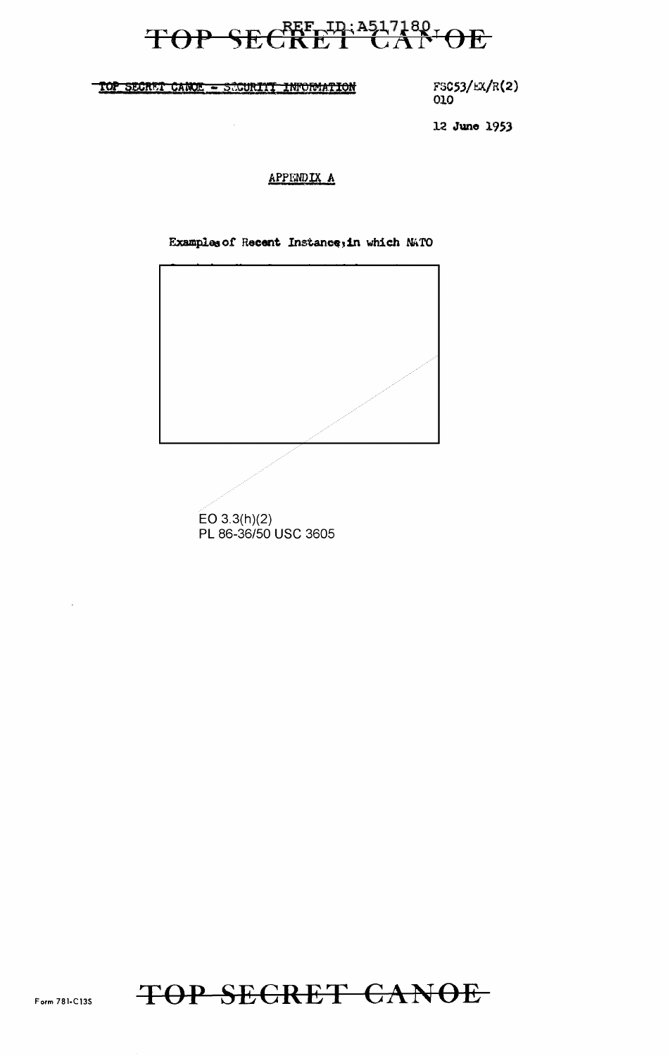TOP SECRET CANOE - SECURITY INFORMATION

FSC53/EX/R(2)
010

12 June 1953

## APPENDIX A

Examples of Recent Instances in which NATO

EO 3.3(h)(2)
PL 86-36/50 USC 3605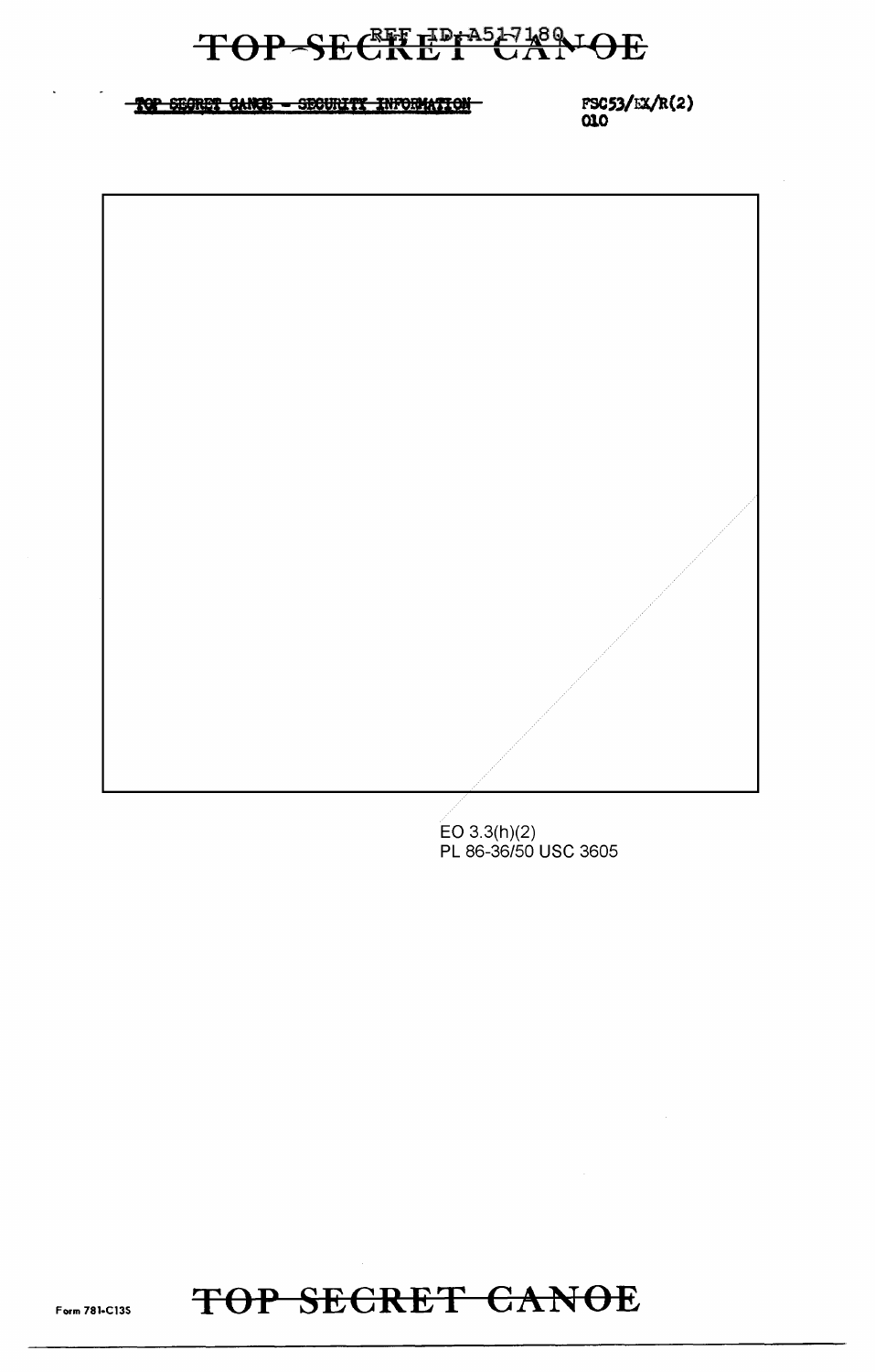~~TOP SECRET CANOE - SECURITY INFORMATION~~

FSC53/EX/R(2)
010

EO 3.3(h)(2)
PL 86-36/50 USC 3605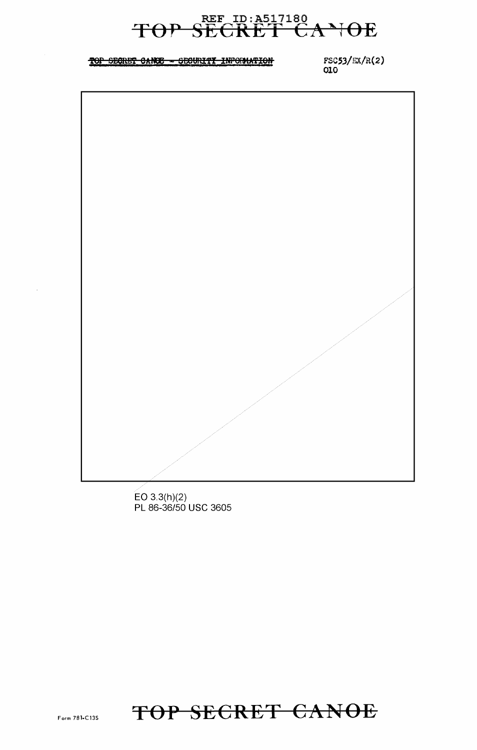~~TOP SECRET CANOE - SECURITY INFORMATION~~

FSC53/EX/R(2)
010

EO 3.3(h)(2)
PL 86-36/50 USC 3605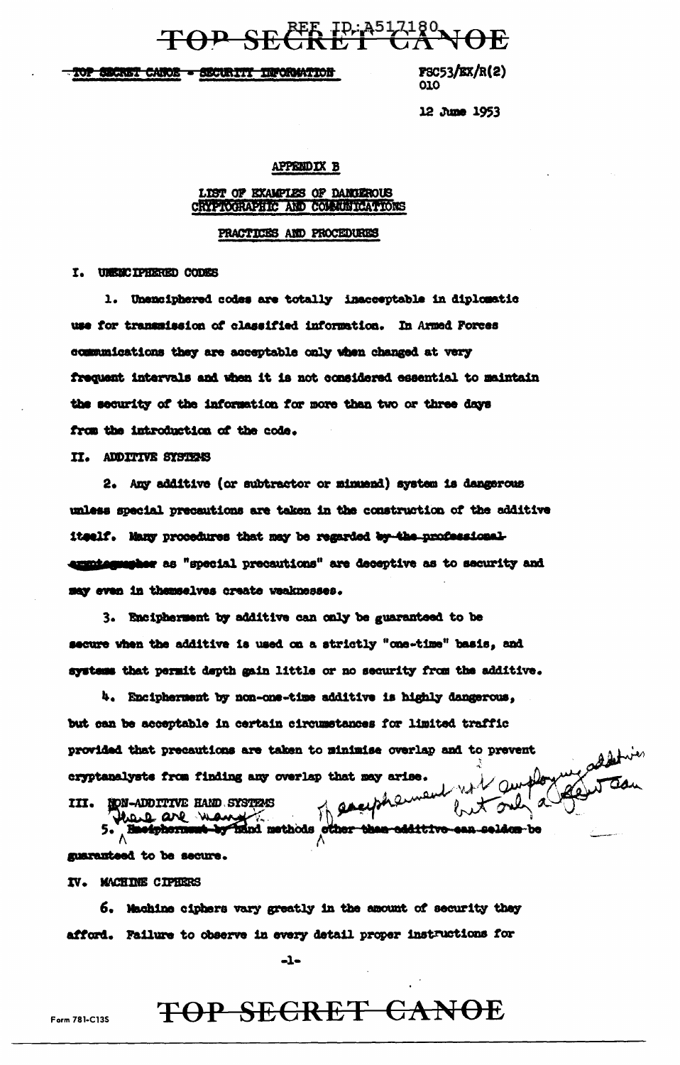TOP SECRET CANOE - SECURITY INFORMATION

FSC53/EX/R(2)
010

12 June 1953

## APPENDIX B

### LIST OF EXAMPLES OF DANGEROUS CRYPTOGRAPHIC AND COMMUNICATIONS PRACTICES AND PROCEDURES

#### I. UNENCIPHERED CODES

1. Unenciphered codes are totally inacceptable in diplomatic use for transmission of classified information. In Armed Forces communications they are acceptable only when changed at very frequent intervals and when it is not considered essential to maintain the security of the information for more than two or three days from the introduction of the code.

#### II. ADDITIVE SYSTEMS

2. Any additive (or subtractor or minuend) system is dangerous unless special precautions are taken in the construction of the additive itself. Many procedures that may be regarded ~~by the professional cryptographer~~ as "special precautions" are deceptive as to security and may even in themselves create weaknesses.

3. Encipherment by additive can only be guaranteed to be secure when the additive is used on a strictly "one-time" basis, and systems that permit depth gain little or no security from the additive.

4. Encipherment by non-one-time additive is highly dangerous, but can be acceptable in certain circumstances for limited traffic provided that precautions are taken to minimise overlap and to prevent cryptanalysts from finding any overlap that may arise.

#### III. NON-ADDITIVE HAND SYSTEMS

5. There are many ~~Encipherment by~~ hand methods of encipherment not employing additives but only a few can ~~other than additive can seldom be~~ guaranteed to be secure.

#### IV. MACHINE CIPHERS

6. Machine ciphers vary greatly in the amount of security they afford. Failure to observe in every detail proper instructions for

Form 781-C13S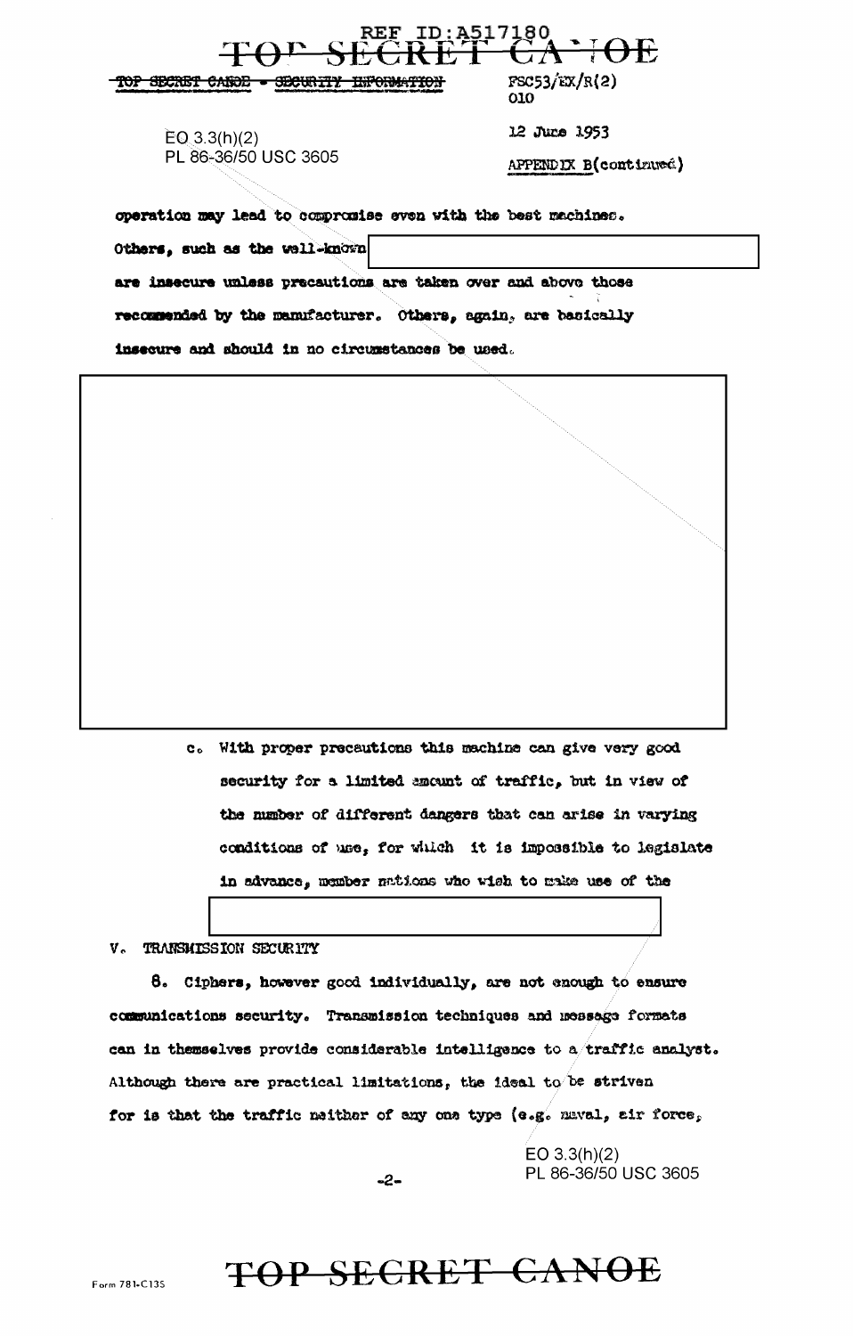TOP SECRET CANOE - SECURITY INFORMATION

FSC53/EX/R(2)
010

12 June 1953

APPENDIX B(continued)

EO 3.3(h)(2)
PL 86-36/50 USC 3605

operation may lead to compromise even with the best machines. Others, such as the well-known [redacted] are insecure unless precautions are taken over and above those recommended by the manufacturer. Others, again, are basically insecure and should in no circumstances be used.

[redacted]

c. With proper precautions this machine can give very good security for a limited amount of traffic, but in view of the number of different dangers that can arise in varying conditions of use, for which it is impossible to legislate in advance, member nations who wish to make use of the [redacted]

V. TRANSMISSION SECURITY

8. Ciphers, however good individually, are not enough to ensure communications security. Transmission techniques and message formats can in themselves provide considerable intelligence to a traffic analyst. Although there are practical limitations, the ideal to be striven for is that the traffic neither of any one type (e.g. naval, air force,

EO 3.3(h)(2)
PL 86-36/50 USC 3605

Form 781-C13S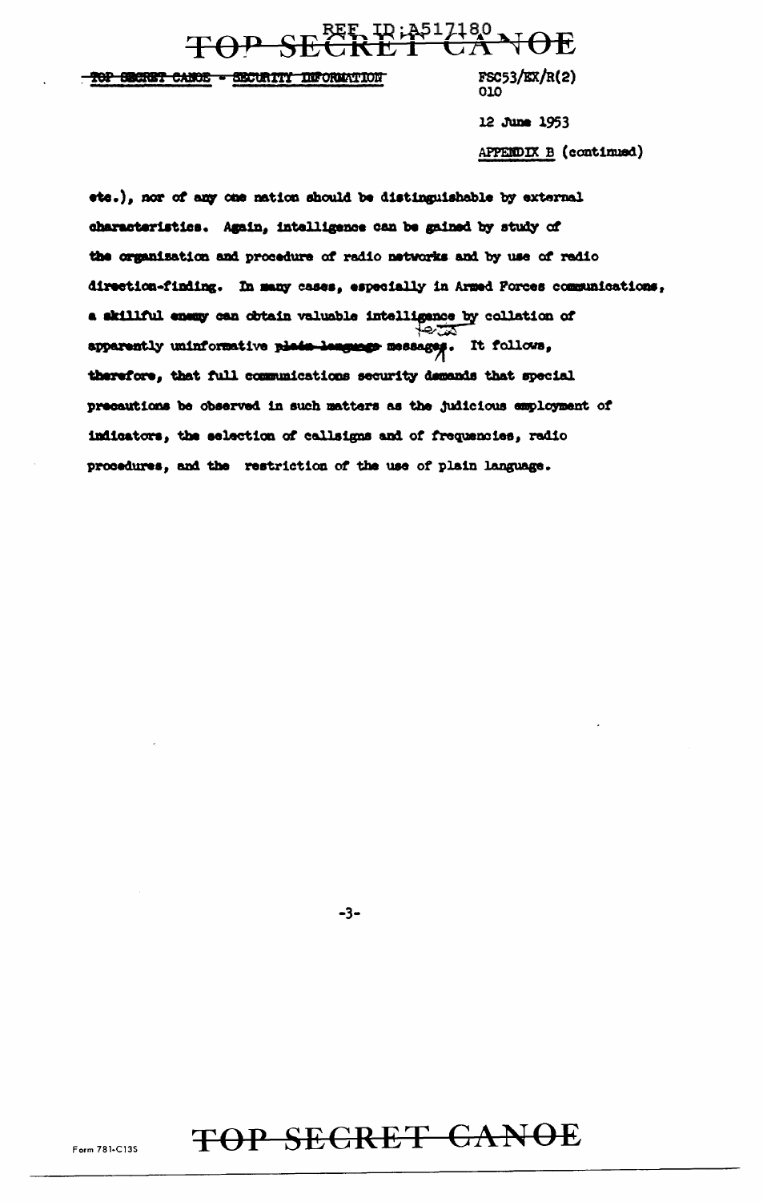FSC53/EX/R(2)
010

12 June 1953

APPENDIX B (continued)

etc.), nor of any one nation should be distinguishable by external characteristics. Again, intelligence can be gained by study of the organisation and procedure of radio networks and by use of radio direction-finding. In many cases, especially in Armed Forces communications, a skillful enemy can obtain valuable intelligence by collation of apparently uninformative ~~plain language~~ text messages. It follows, therefore, that full communications security demands that special precautions be observed in such matters as the judicious employment of indicators, the selection of callsigns and of frequencies, radio procedures, and the restriction of the use of plain language.